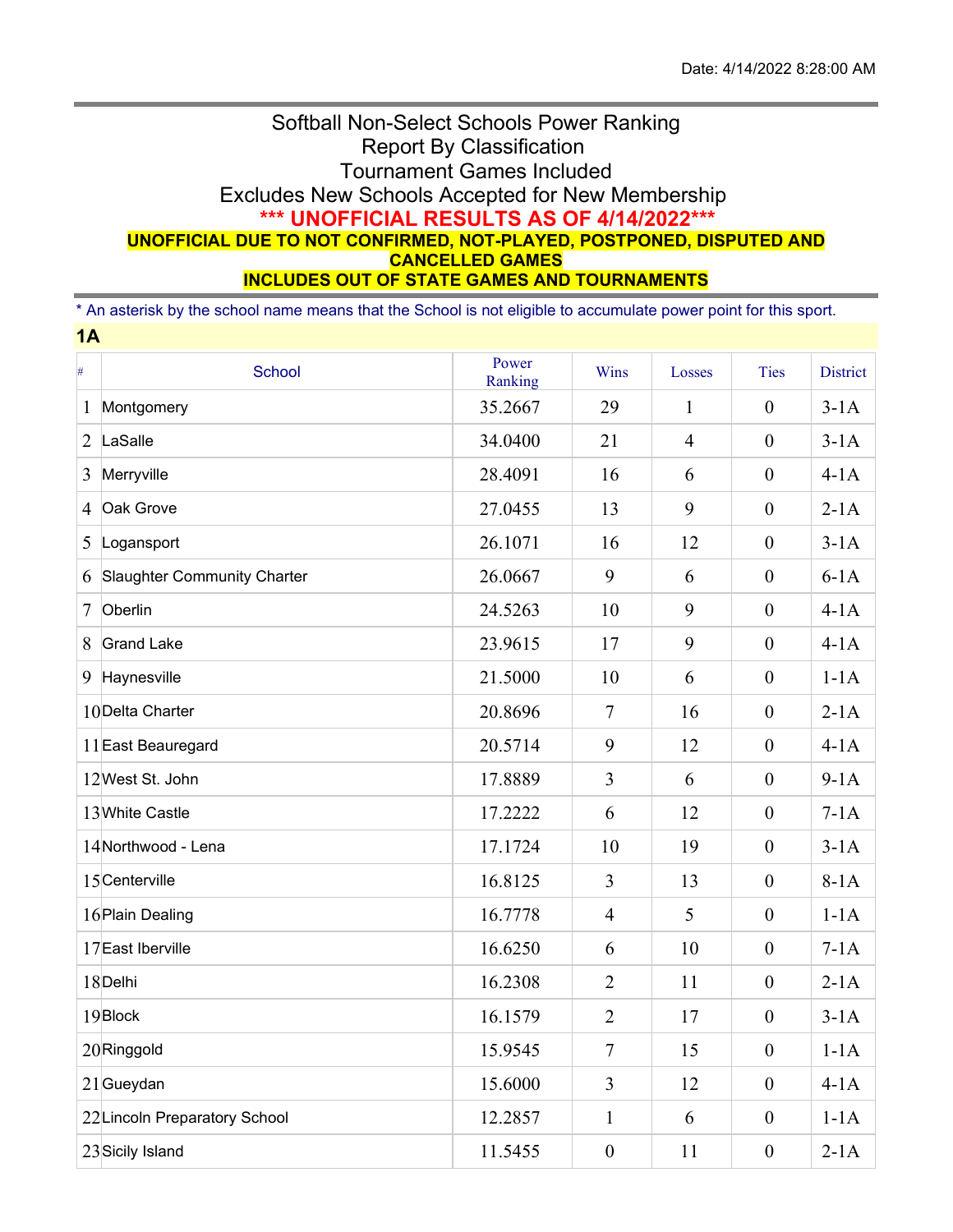Date: 4/14/2022 8:28:00 AM

# Softball Non-Select Schools Power Ranking
## Report By Classification
## Tournament Games Included
## Excludes New Schools Accepted for New Membership

**\*\*\* UNOFFICIAL RESULTS AS OF 4/14/2022\*\*\***

**UNOFFICIAL DUE TO NOT CONFIRMED, NOT-PLAYED, POSTPONED, DISPUTED AND CANCELLED GAMES**

**INCLUDES OUT OF STATE GAMES AND TOURNAMENTS**

\* An asterisk by the school name means that the School is not eligible to accumulate power point for this sport.

### 1A

| # | School | Power Ranking | Wins | Losses | Ties | District |
|---|---|---|---|---|---|---|
| 1 | Montgomery | 35.2667 | 29 | 1 | 0 | 3-1A |
| 2 | LaSalle | 34.0400 | 21 | 4 | 0 | 3-1A |
| 3 | Merryville | 28.4091 | 16 | 6 | 0 | 4-1A |
| 4 | Oak Grove | 27.0455 | 13 | 9 | 0 | 2-1A |
| 5 | Logansport | 26.1071 | 16 | 12 | 0 | 3-1A |
| 6 | Slaughter Community Charter | 26.0667 | 9 | 6 | 0 | 6-1A |
| 7 | Oberlin | 24.5263 | 10 | 9 | 0 | 4-1A |
| 8 | Grand Lake | 23.9615 | 17 | 9 | 0 | 4-1A |
| 9 | Haynesville | 21.5000 | 10 | 6 | 0 | 1-1A |
| 10 | Delta Charter | 20.8696 | 7 | 16 | 0 | 2-1A |
| 11 | East Beauregard | 20.5714 | 9 | 12 | 0 | 4-1A |
| 12 | West St. John | 17.8889 | 3 | 6 | 0 | 9-1A |
| 13 | White Castle | 17.2222 | 6 | 12 | 0 | 7-1A |
| 14 | Northwood - Lena | 17.1724 | 10 | 19 | 0 | 3-1A |
| 15 | Centerville | 16.8125 | 3 | 13 | 0 | 8-1A |
| 16 | Plain Dealing | 16.7778 | 4 | 5 | 0 | 1-1A |
| 17 | East Iberville | 16.6250 | 6 | 10 | 0 | 7-1A |
| 18 | Delhi | 16.2308 | 2 | 11 | 0 | 2-1A |
| 19 | Block | 16.1579 | 2 | 17 | 0 | 3-1A |
| 20 | Ringgold | 15.9545 | 7 | 15 | 0 | 1-1A |
| 21 | Gueydan | 15.6000 | 3 | 12 | 0 | 4-1A |
| 22 | Lincoln Preparatory School | 12.2857 | 1 | 6 | 0 | 1-1A |
| 23 | Sicily Island | 11.5455 | 0 | 11 | 0 | 2-1A |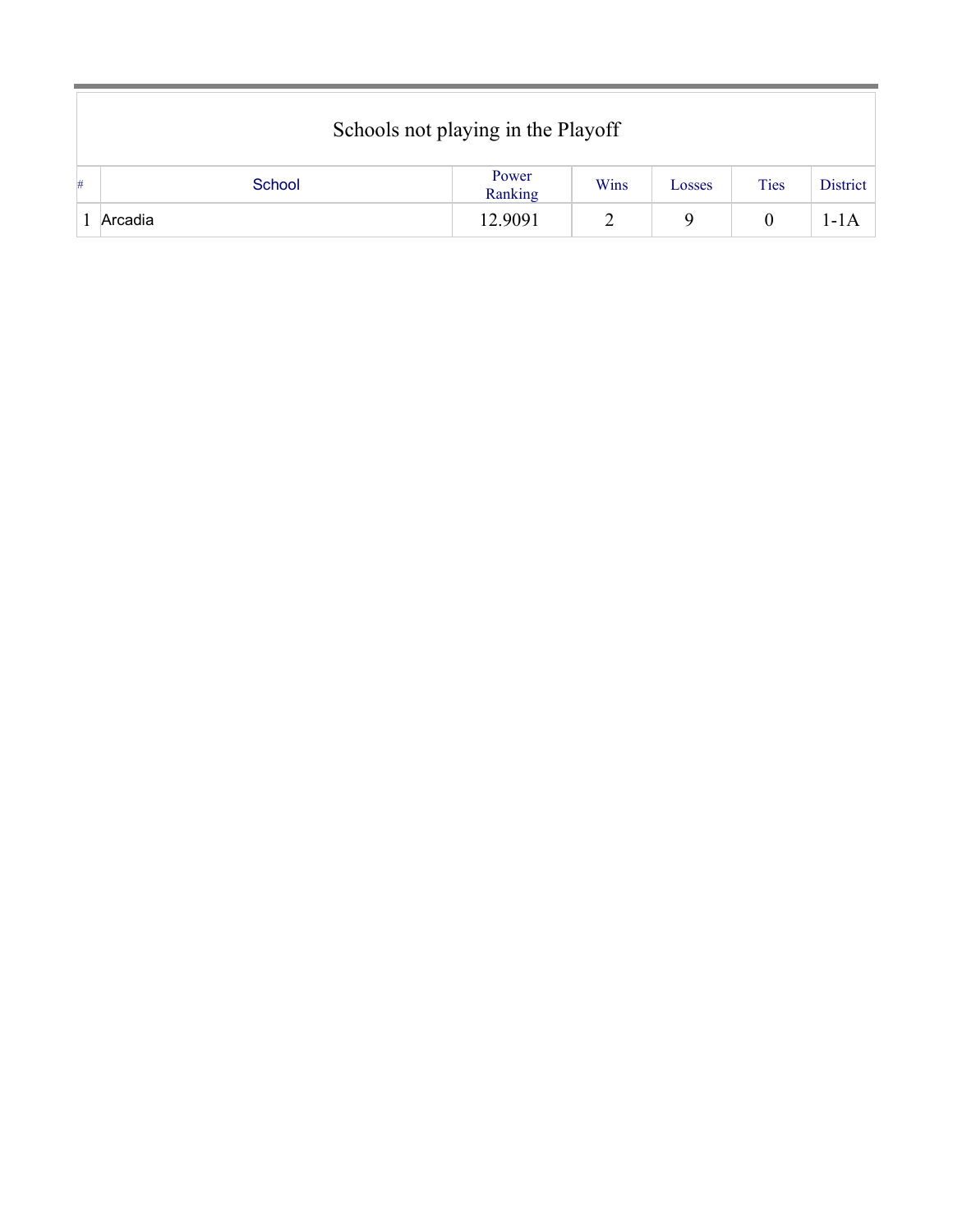| Schools not playing in the Playoff | | | | | | |
|---|---|---|---|---|---|---|
| # | School | Power Ranking | Wins | Losses | Ties | District |
| 1 | Arcadia | 12.9091 | 2 | 9 | 0 | 1-1A |